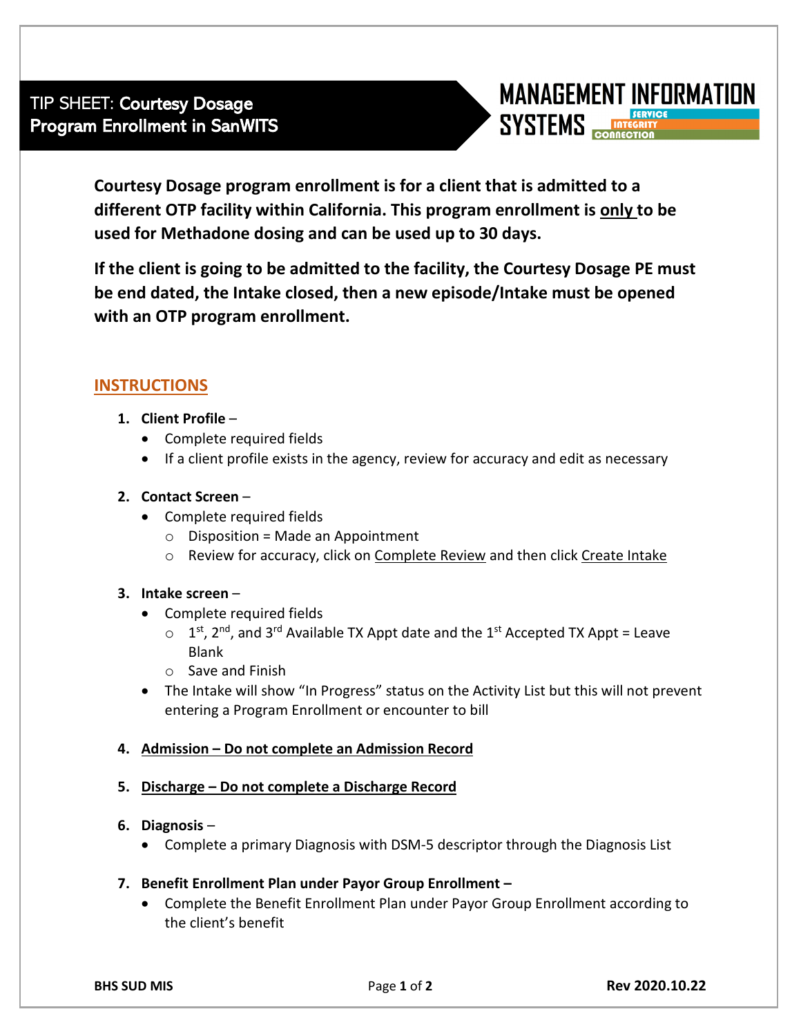# TIP SHEET: Courtesy Dosage Program Enrollment in SanWITS

MANAGEMENT INFORMATION SYSTEMS — SERVICE INTEGRITY CONNECTION

**Courtesy Dosage program enrollment is for a client that is admitted to a different OTP facility within California. This program enrollment is only to be used for Methadone dosing and can be used up to 30 days.**

**If the client is going to be admitted to the facility, the Courtesy Dosage PE must be end dated, the Intake closed, then a new episode/Intake must be opened with an OTP program enrollment.**

## INSTRUCTIONS

1. **Client Profile** –
   - Complete required fields
   - If a client profile exists in the agency, review for accuracy and edit as necessary

2. **Contact Screen** –
   - Complete required fields
     - Disposition = Made an Appointment
     - Review for accuracy, click on Complete Review and then click Create Intake

3. **Intake screen** –
   - Complete required fields
     - 1st, 2nd, and 3rd Available TX Appt date and the 1st Accepted TX Appt = Leave Blank
     - Save and Finish
   - The Intake will show "In Progress" status on the Activity List but this will not prevent entering a Program Enrollment or encounter to bill

4. **Admission – Do not complete an Admission Record**

5. **Discharge – Do not complete a Discharge Record**

6. **Diagnosis** –
   - Complete a primary Diagnosis with DSM-5 descriptor through the Diagnosis List

7. **Benefit Enrollment Plan under Payor Group Enrollment –**
   - Complete the Benefit Enrollment Plan under Payor Group Enrollment according to the client's benefit

BHS SUD MIS | Rev 2020.10.22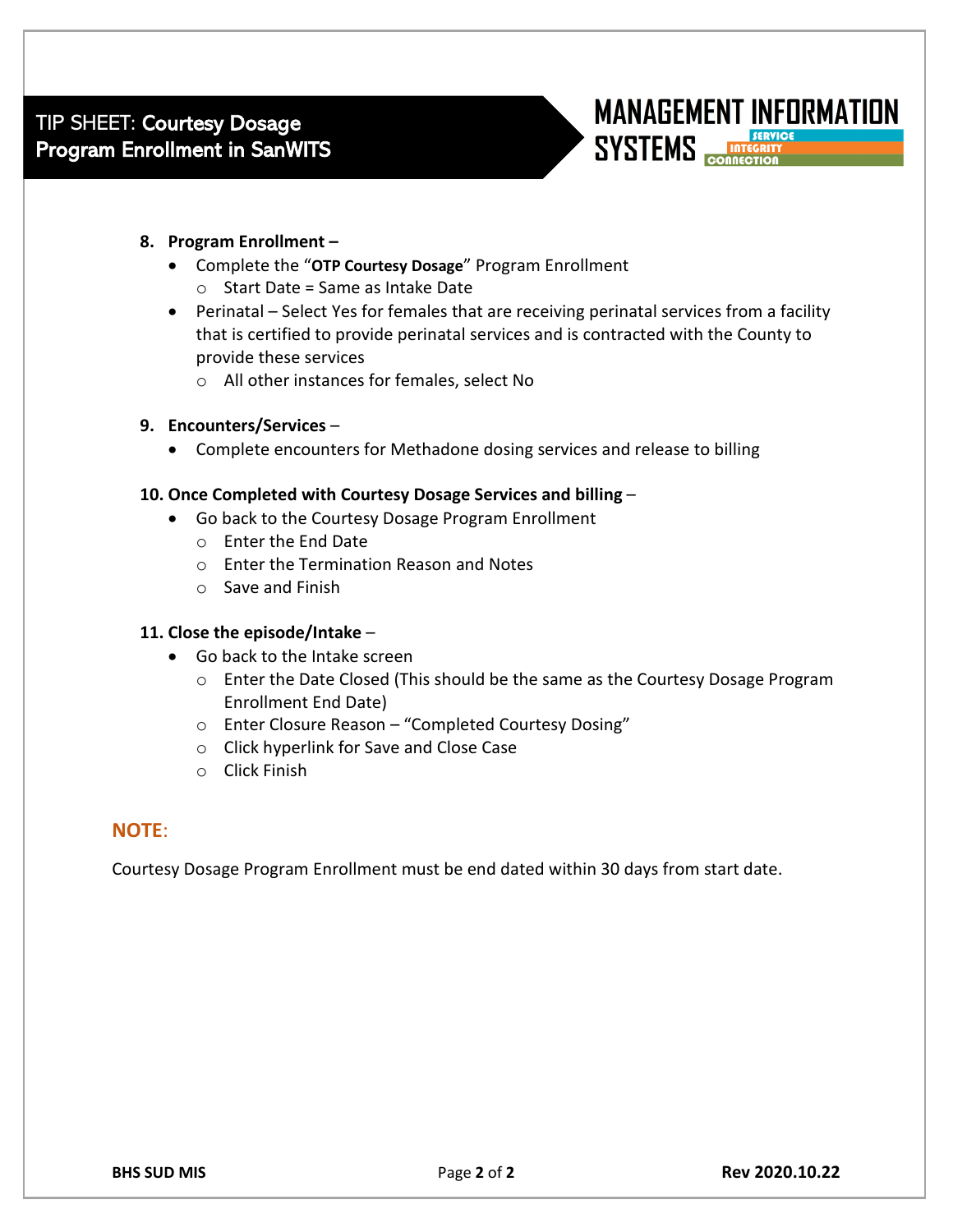# TIP SHEET: Courtesy Dosage Program Enrollment in SanWITS

8. **Program Enrollment –**
   - Complete the "**OTP Courtesy Dosage**" Program Enrollment
     - Start Date = Same as Intake Date
   - Perinatal – Select Yes for females that are receiving perinatal services from a facility that is certified to provide perinatal services and is contracted with the County to provide these services
     - All other instances for females, select No

9. **Encounters/Services** –
   - Complete encounters for Methadone dosing services and release to billing

10. **Once Completed with Courtesy Dosage Services and billing** –
    - Go back to the Courtesy Dosage Program Enrollment
      - Enter the End Date
      - Enter the Termination Reason and Notes
      - Save and Finish

11. **Close the episode/Intake** –
    - Go back to the Intake screen
      - Enter the Date Closed (This should be the same as the Courtesy Dosage Program Enrollment End Date)
      - Enter Closure Reason – "Completed Courtesy Dosing"
      - Click hyperlink for Save and Close Case
      - Click Finish

## NOTE:

Courtesy Dosage Program Enrollment must be end dated within 30 days from start date.